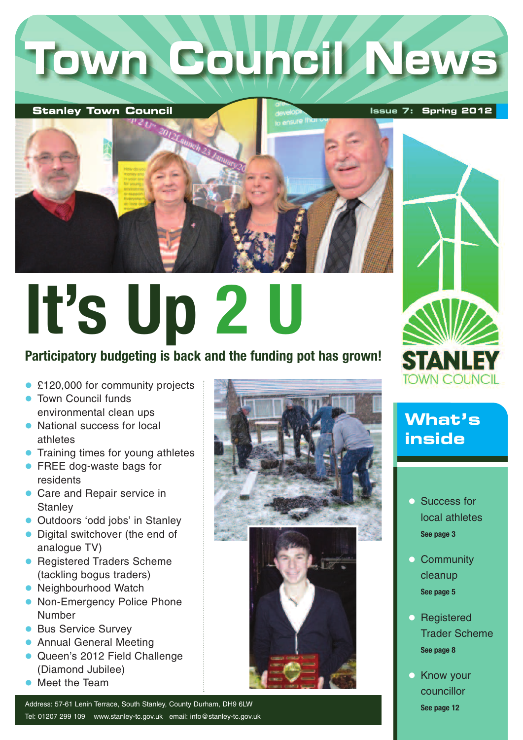# Town Council News

**Stanley Town Council** — **Issue 7: Spring 2012**

# It's Up 2 U

## Participatory budgeting is back and the funding pot has grown!

- £120,000 for community projects
- Town Council funds environmental clean ups
- National success for local athletes
- Training times for young athletes
- FREE dog-waste bags for residents
- Care and Repair service in Stanley
- Outdoors 'odd jobs' in Stanley
- Digital switchover (the end of analogue TV)
- Registered Traders Scheme (tackling bogus traders)
- Neighbourhood Watch
- Non-Emergency Police Phone Number
- Bus Service Survey
- Annual General Meeting
- Queen's 2012 Field Challenge (Diamond Jubilee)
- Meet the Team

Address: 57-61 Lenin Terrace, South Stanley, County Durham, DH9 6LW
Tel: 01207 299 109 www.stanley-tc.gov.uk email: info@stanley-tc.gov.uk

**STANLEY TOWN COUNCIL**

## What's inside

- Success for local athletes
  **See page 3**
- Community cleanup
  **See page 5**
- Registered Trader Scheme
  **See page 8**
- Know your councillor
  **See page 12**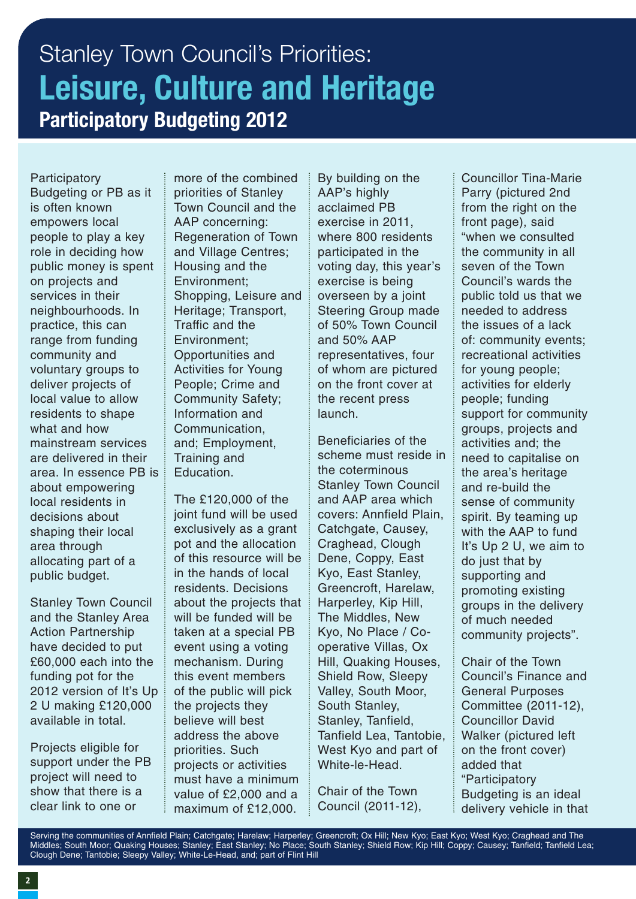Stanley Town Council's Priorities:

# Leisure, Culture and Heritage

## Participatory Budgeting 2012

Participatory Budgeting or PB as it is often known empowers local people to play a key role in deciding how public money is spent on projects and services in their neighbourhoods. In practice, this can range from funding community and voluntary groups to deliver projects of local value to allow residents to shape what and how mainstream services are delivered in their area. In essence PB is about empowering local residents in decisions about shaping their local area through allocating part of a public budget.

Stanley Town Council and the Stanley Area Action Partnership have decided to put £60,000 each into the funding pot for the 2012 version of It's Up 2 U making £120,000 available in total.

Projects eligible for support under the PB project will need to show that there is a clear link to one or more of the combined priorities of Stanley Town Council and the AAP concerning: Regeneration of Town and Village Centres; Housing and the Environment; Shopping, Leisure and Heritage; Transport, Traffic and the Environment; Opportunities and Activities for Young People; Crime and Community Safety; Information and Communication, and; Employment, Training and Education.

The £120,000 of the joint fund will be used exclusively as a grant pot and the allocation of this resource will be in the hands of local residents. Decisions about the projects that will be funded will be taken at a special PB event using a voting mechanism. During this event members of the public will pick the projects they believe will best address the above priorities. Such projects or activities must have a minimum value of £2,000 and a maximum of £12,000.

By building on the AAP's highly acclaimed PB exercise in 2011, where 800 residents participated in the voting day, this year's exercise is being overseen by a joint Steering Group made of 50% Town Council and 50% AAP representatives, four of whom are pictured on the front cover at the recent press launch.

Beneficiaries of the scheme must reside in the coterminous Stanley Town Council and AAP area which covers: Annfield Plain, Catchgate, Causey, Craghead, Clough Dene, Coppy, East Kyo, East Stanley, Greencroft, Harelaw, Harperley, Kip Hill, The Middles, New Kyo, No Place / Co-operative Villas, Ox Hill, Quaking Houses, Shield Row, Sleepy Valley, South Moor, South Stanley, Stanley, Tanfield, Tanfield Lea, Tantobie, West Kyo and part of White-le-Head.

Chair of the Town Council (2011-12), Councillor Tina-Marie Parry (pictured 2nd from the right on the front page), said "when we consulted the community in all seven of the Town Council's wards the public told us that we needed to address the issues of a lack of: community events; recreational activities for young people; activities for elderly people; funding support for community groups, projects and activities and; the need to capitalise on the area's heritage and re-build the sense of community spirit. By teaming up with the AAP to fund It's Up 2 U, we aim to do just that by supporting and promoting existing groups in the delivery of much needed community projects".

Chair of the Town Council's Finance and General Purposes Committee (2011-12), Councillor David Walker (pictured left on the front cover) added that "Participatory Budgeting is an ideal delivery vehicle in that

Serving the communities of Annfield Plain; Catchgate; Harelaw; Harperley; Greencroft; Ox Hill; New Kyo; East Kyo; West Kyo; Craghead and The Middles; South Moor; Quaking Houses; Stanley; East Stanley; No Place; South Stanley; Shield Row; Kip Hill; Coppy; Causey; Tanfield; Tanfield Lea; Clough Dene; Tantobie; Sleepy Valley; White-Le-Head, and; part of Flint Hill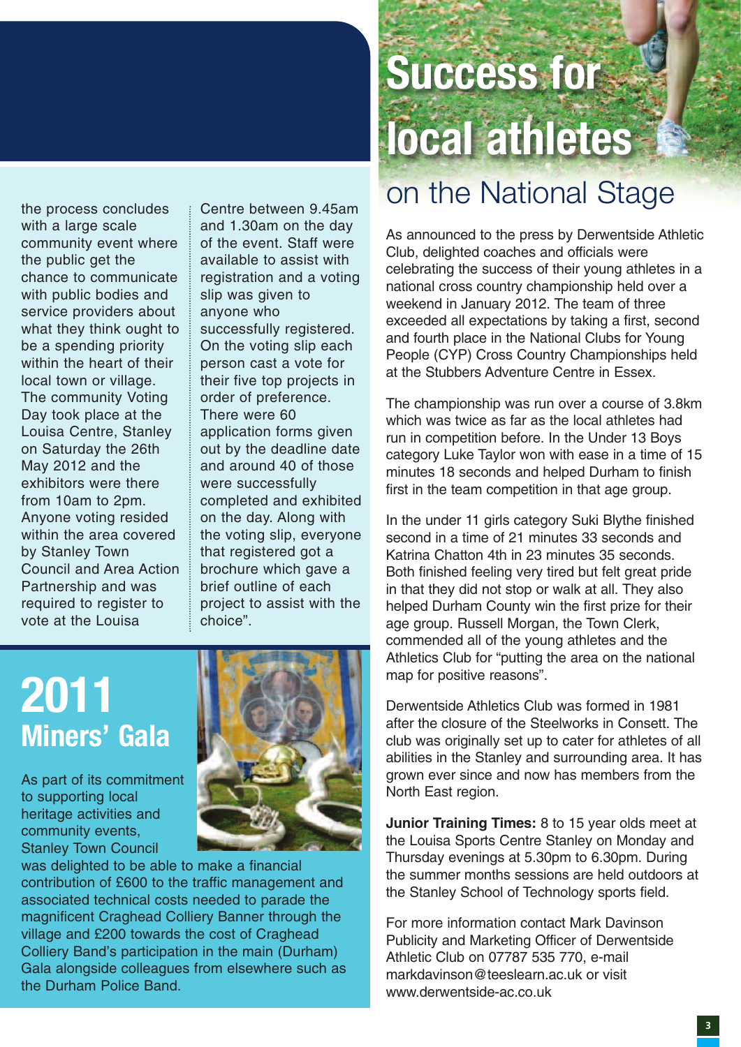the process concludes with a large scale community event where the public get the chance to communicate with public bodies and service providers about what they think ought to be a spending priority within the heart of their local town or village. The community Voting Day took place at the Louisa Centre, Stanley on Saturday the 26th May 2012 and the exhibitors were there from 10am to 2pm. Anyone voting resided within the area covered by Stanley Town Council and Area Action Partnership and was required to register to vote at the Louisa Centre between 9.45am and 1.30am on the day of the event. Staff were available to assist with registration and a voting slip was given to anyone who successfully registered. On the voting slip each person cast a vote for their five top projects in order of preference. There were 60 application forms given out by the deadline date and around 40 of those were successfully completed and exhibited on the day. Along with the voting slip, everyone that registered got a brochure which gave a brief outline of each project to assist with the choice".

# 2011 Miners' Gala

As part of its commitment to supporting local heritage activities and community events, Stanley Town Council was delighted to be able to make a financial contribution of £600 to the traffic management and associated technical costs needed to parade the magnificent Craghead Colliery Banner through the village and £200 towards the cost of Craghead Colliery Band's participation in the main (Durham) Gala alongside colleagues from elsewhere such as the Durham Police Band.

# Success for local athletes

## on the National Stage

As announced to the press by Derwentside Athletic Club, delighted coaches and officials were celebrating the success of their young athletes in a national cross country championship held over a weekend in January 2012. The team of three exceeded all expectations by taking a first, second and fourth place in the National Clubs for Young People (CYP) Cross Country Championships held at the Stubbers Adventure Centre in Essex.

The championship was run over a course of 3.8km which was twice as far as the local athletes had run in competition before. In the Under 13 Boys category Luke Taylor won with ease in a time of 15 minutes 18 seconds and helped Durham to finish first in the team competition in that age group.

In the under 11 girls category Suki Blythe finished second in a time of 21 minutes 33 seconds and Katrina Chatton 4th in 23 minutes 35 seconds. Both finished feeling very tired but felt great pride in that they did not stop or walk at all. They also helped Durham County win the first prize for their age group. Russell Morgan, the Town Clerk, commended all of the young athletes and the Athletics Club for "putting the area on the national map for positive reasons".

Derwentside Athletics Club was formed in 1981 after the closure of the Steelworks in Consett. The club was originally set up to cater for athletes of all abilities in the Stanley and surrounding area. It has grown ever since and now has members from the North East region.

**Junior Training Times:** 8 to 15 year olds meet at the Louisa Sports Centre Stanley on Monday and Thursday evenings at 5.30pm to 6.30pm. During the summer months sessions are held outdoors at the Stanley School of Technology sports field.

For more information contact Mark Davinson Publicity and Marketing Officer of Derwentside Athletic Club on 07787 535 770, e-mail markdavinson@teeslearn.ac.uk or visit www.derwentside-ac.co.uk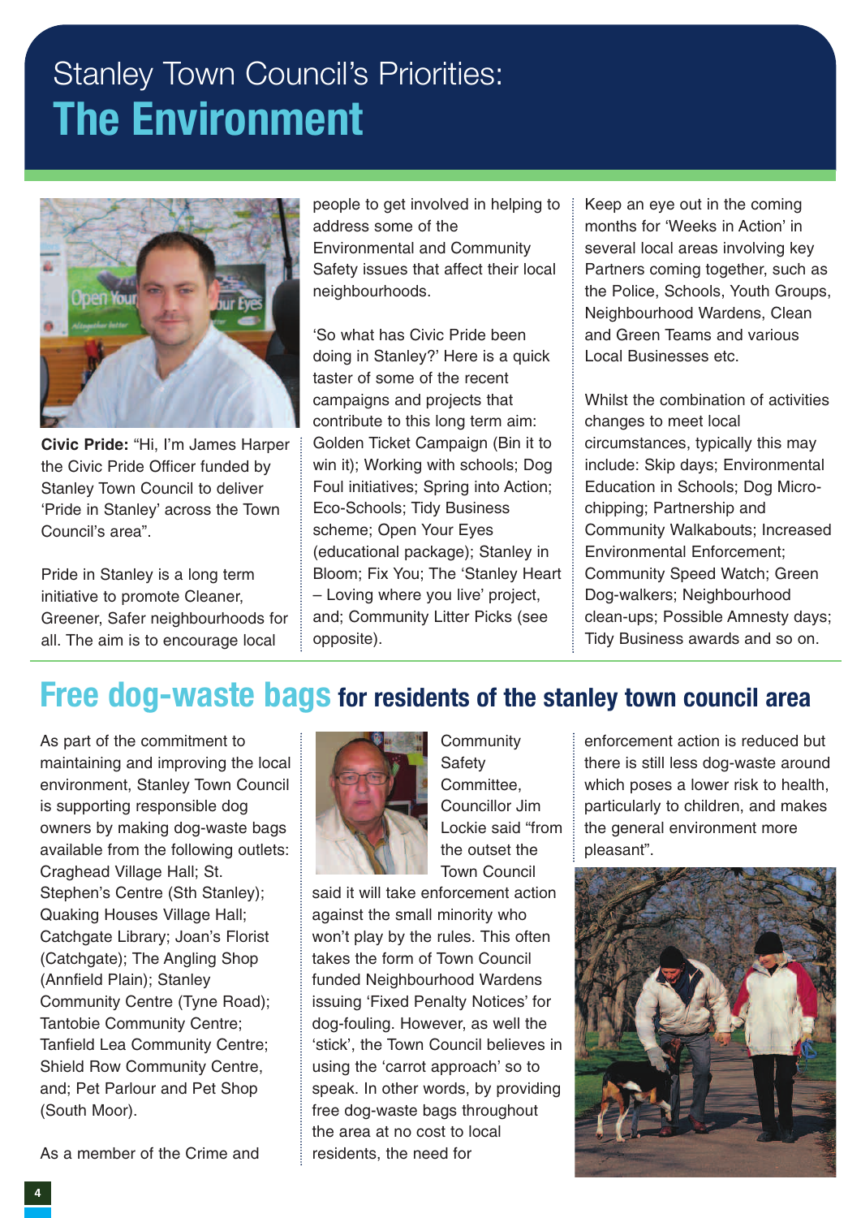# Stanley Town Council's Priorities: The Environment

**Civic Pride:** "Hi, I'm James Harper the Civic Pride Officer funded by Stanley Town Council to deliver 'Pride in Stanley' across the Town Council's area".

Pride in Stanley is a long term initiative to promote Cleaner, Greener, Safer neighbourhoods for all. The aim is to encourage local people to get involved in helping to address some of the Environmental and Community Safety issues that affect their local neighbourhoods.

'So what has Civic Pride been doing in Stanley?' Here is a quick taster of some of the recent campaigns and projects that contribute to this long term aim: Golden Ticket Campaign (Bin it to win it); Working with schools; Dog Foul initiatives; Spring into Action; Eco-Schools; Tidy Business scheme; Open Your Eyes (educational package); Stanley in Bloom; Fix You; The 'Stanley Heart – Loving where you live' project, and; Community Litter Picks (see opposite).

Keep an eye out in the coming months for 'Weeks in Action' in several local areas involving key Partners coming together, such as the Police, Schools, Youth Groups, Neighbourhood Wardens, Clean and Green Teams and various Local Businesses etc.

Whilst the combination of activities changes to meet local circumstances, typically this may include: Skip days; Environmental Education in Schools; Dog Micro-chipping; Partnership and Community Walkabouts; Increased Environmental Enforcement; Community Speed Watch; Green Dog-walkers; Neighbourhood clean-ups; Possible Amnesty days; Tidy Business awards and so on.

## Free dog-waste bags for residents of the stanley town council area

As part of the commitment to maintaining and improving the local environment, Stanley Town Council is supporting responsible dog owners by making dog-waste bags available from the following outlets: Craghead Village Hall; St. Stephen's Centre (Sth Stanley); Quaking Houses Village Hall; Catchgate Library; Joan's Florist (Catchgate); The Angling Shop (Annfield Plain); Stanley Community Centre (Tyne Road); Tantobie Community Centre; Tanfield Lea Community Centre; Shield Row Community Centre, and; Pet Parlour and Pet Shop (South Moor).

As a member of the Crime and Community Safety Committee, Councillor Jim Lockie said "from the outset the Town Council said it will take enforcement action against the small minority who won't play by the rules. This often takes the form of Town Council funded Neighbourhood Wardens issuing 'Fixed Penalty Notices' for dog-fouling. However, as well the 'stick', the Town Council believes in using the 'carrot approach' so to speak. In other words, by providing free dog-waste bags throughout the area at no cost to local residents, the need for enforcement action is reduced but there is still less dog-waste around which poses a lower risk to health, particularly to children, and makes the general environment more pleasant".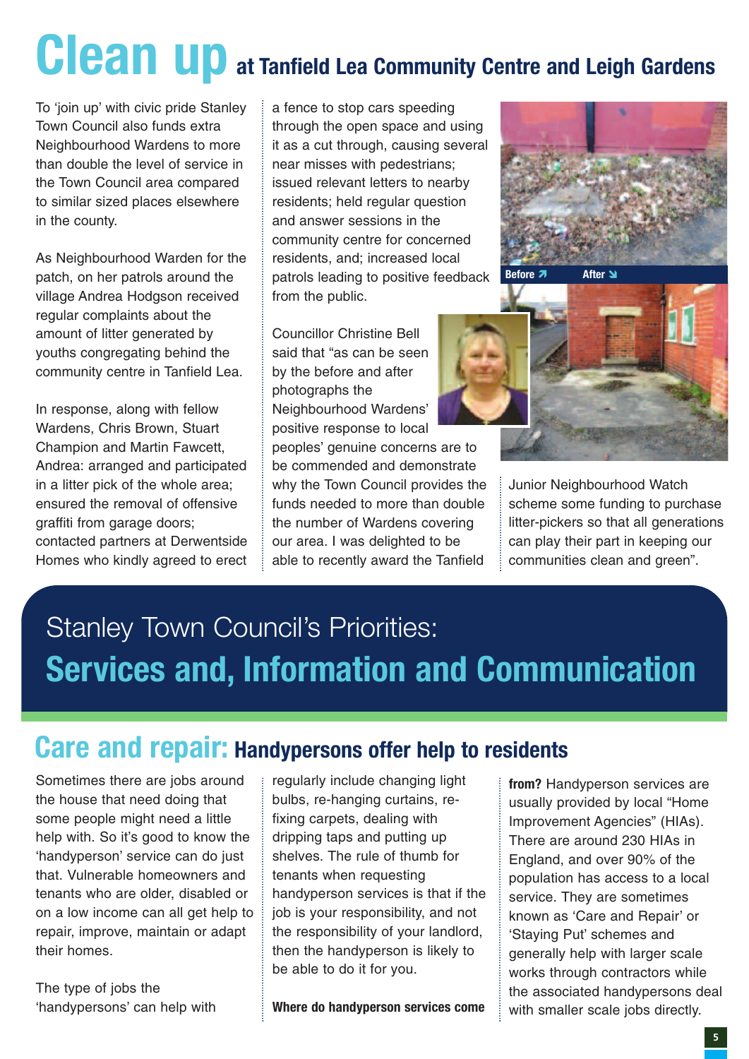# Clean up at Tanfield Lea Community Centre and Leigh Gardens

To 'join up' with civic pride Stanley Town Council also funds extra Neighbourhood Wardens to more than double the level of service in the Town Council area compared to similar sized places elsewhere in the county.

As Neighbourhood Warden for the patch, on her patrols around the village Andrea Hodgson received regular complaints about the amount of litter generated by youths congregating behind the community centre in Tanfield Lea.

In response, along with fellow Wardens, Chris Brown, Stuart Champion and Martin Fawcett, Andrea: arranged and participated in a litter pick of the whole area; ensured the removal of offensive graffiti from garage doors; contacted partners at Derwentside Homes who kindly agreed to erect a fence to stop cars speeding through the open space and using it as a cut through, causing several near misses with pedestrians; issued relevant letters to nearby residents; held regular question and answer sessions in the community centre for concerned residents, and; increased local patrols leading to positive feedback from the public.

Councillor Christine Bell said that "as can be seen by the before and after photographs the Neighbourhood Wardens' positive response to local peoples' genuine concerns are to be commended and demonstrate why the Town Council provides the funds needed to more than double the number of Wardens covering our area. I was delighted to be able to recently award the Tanfield Junior Neighbourhood Watch scheme some funding to purchase litter-pickers so that all generations can play their part in keeping our communities clean and green".

Before ↗ After ↘

# Stanley Town Council's Priorities: Services and, Information and Communication

## Care and repair: Handypersons offer help to residents

Sometimes there are jobs around the house that need doing that some people might need a little help with. So it's good to know the 'handyperson' service can do just that. Vulnerable homeowners and tenants who are older, disabled or on a low income can all get help to repair, improve, maintain or adapt their homes.

The type of jobs the 'handypersons' can help with regularly include changing light bulbs, re-hanging curtains, re-fixing carpets, dealing with dripping taps and putting up shelves. The rule of thumb for tenants when requesting handyperson services is that if the job is your responsibility, and not the responsibility of your landlord, then the handyperson is likely to be able to do it for you.

**Where do handyperson services come from?** Handyperson services are usually provided by local "Home Improvement Agencies" (HIAs). There are around 230 HIAs in England, and over 90% of the population has access to a local service. They are sometimes known as 'Care and Repair' or 'Staying Put' schemes and generally help with larger scale works through contractors while the associated handypersons deal with smaller scale jobs directly.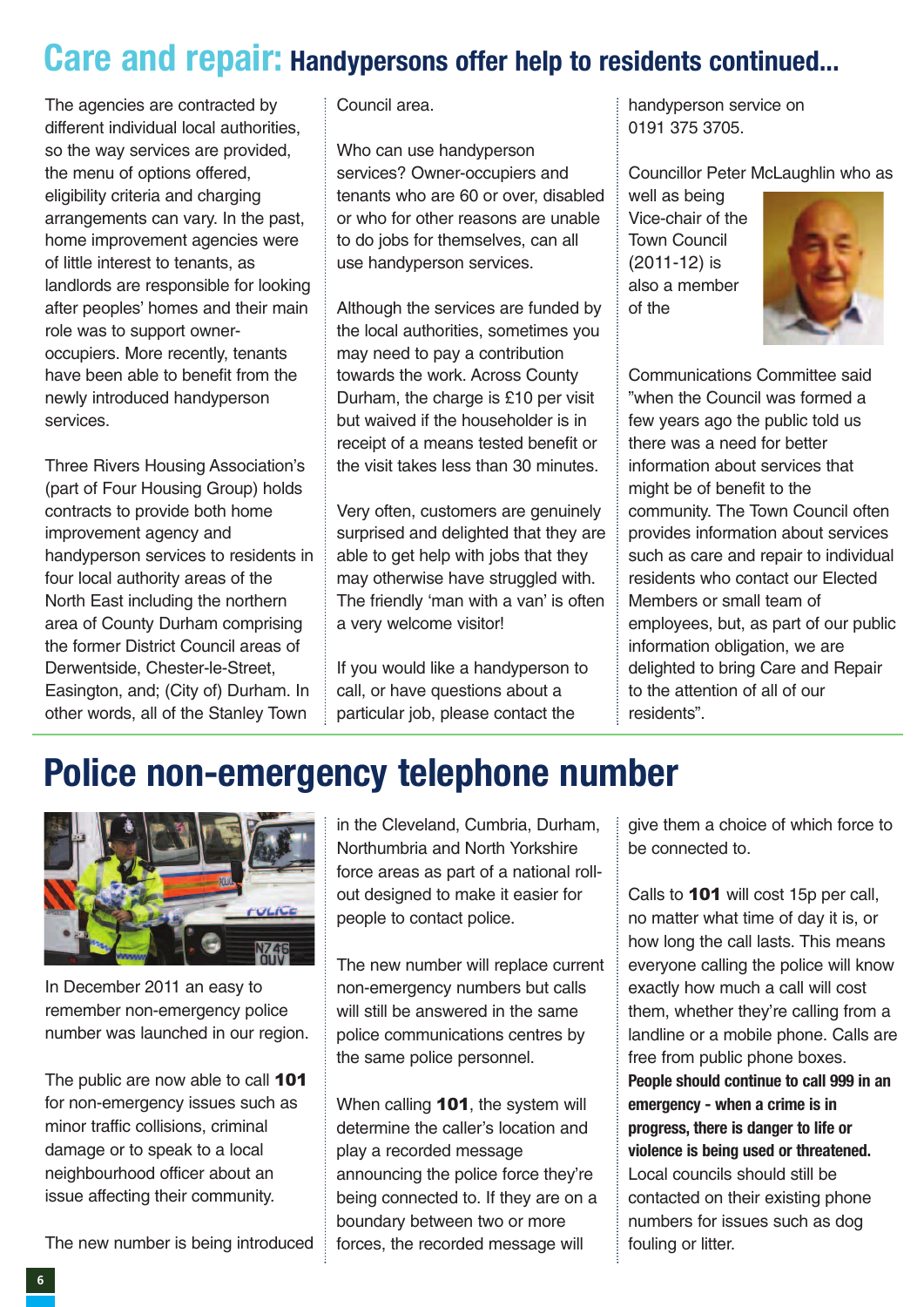# Care and repair: Handypersons offer help to residents continued...

The agencies are contracted by different individual local authorities, so the way services are provided, the menu of options offered, eligibility criteria and charging arrangements can vary. In the past, home improvement agencies were of little interest to tenants, as landlords are responsible for looking after peoples' homes and their main role was to support owner-occupiers. More recently, tenants have been able to benefit from the newly introduced handyperson services.

Three Rivers Housing Association's (part of Four Housing Group) holds contracts to provide both home improvement agency and handyperson services to residents in four local authority areas of the North East including the northern area of County Durham comprising the former District Council areas of Derwentside, Chester-le-Street, Easington, and; (City of) Durham. In other words, all of the Stanley Town Council area.

Who can use handyperson services? Owner-occupiers and tenants who are 60 or over, disabled or who for other reasons are unable to do jobs for themselves, can all use handyperson services.

Although the services are funded by the local authorities, sometimes you may need to pay a contribution towards the work. Across County Durham, the charge is £10 per visit but waived if the householder is in receipt of a means tested benefit or the visit takes less than 30 minutes.

Very often, customers are genuinely surprised and delighted that they are able to get help with jobs that they may otherwise have struggled with. The friendly 'man with a van' is often a very welcome visitor!

If you would like a handyperson to call, or have questions about a particular job, please contact the handyperson service on 0191 375 3705.

Councillor Peter McLaughlin who as well as being Vice-chair of the Town Council (2011-12) is also a member of the Communications Committee said "when the Council was formed a few years ago the public told us there was a need for better information about services that might be of benefit to the community. The Town Council often provides information about services such as care and repair to individual residents who contact our Elected Members or small team of employees, but, as part of our public information obligation, we are delighted to bring Care and Repair to the attention of all of our residents".

# Police non-emergency telephone number

In December 2011 an easy to remember non-emergency police number was launched in our region.

The public are now able to call **101** for non-emergency issues such as minor traffic collisions, criminal damage or to speak to a local neighbourhood officer about an issue affecting their community.

The new number is being introduced in the Cleveland, Cumbria, Durham, Northumbria and North Yorkshire force areas as part of a national roll-out designed to make it easier for people to contact police.

The new number will replace current non-emergency numbers but calls will still be answered in the same police communications centres by the same police personnel.

When calling **101**, the system will determine the caller's location and play a recorded message announcing the police force they're being connected to. If they are on a boundary between two or more forces, the recorded message will give them a choice of which force to be connected to.

Calls to **101** will cost 15p per call, no matter what time of day it is, or how long the call lasts. This means everyone calling the police will know exactly how much a call will cost them, whether they're calling from a landline or a mobile phone. Calls are free from public phone boxes. **People should continue to call 999 in an emergency - when a crime is in progress, there is danger to life or violence is being used or threatened.** Local councils should still be contacted on their existing phone numbers for issues such as dog fouling or litter.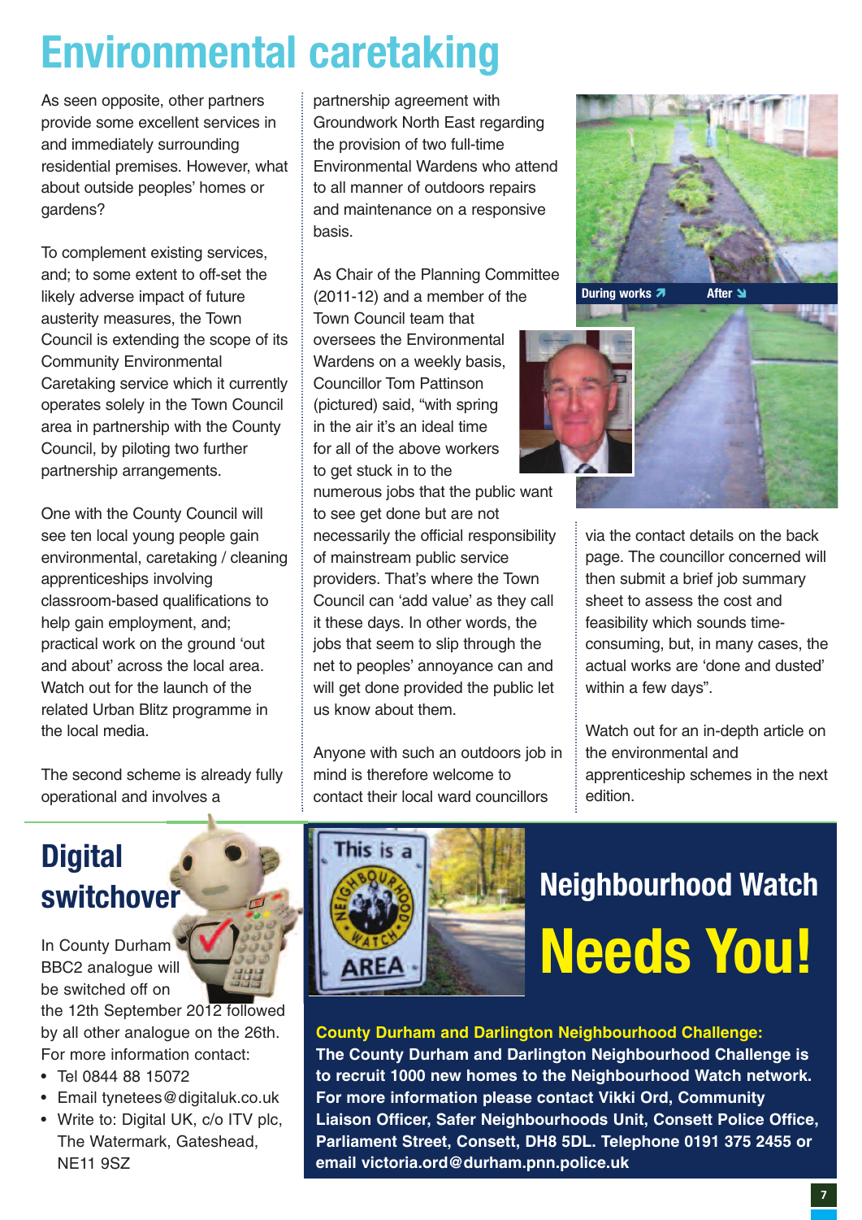# Environmental caretaking

As seen opposite, other partners provide some excellent services in and immediately surrounding residential premises. However, what about outside peoples' homes or gardens?

To complement existing services, and; to some extent to off-set the likely adverse impact of future austerity measures, the Town Council is extending the scope of its Community Environmental Caretaking service which it currently operates solely in the Town Council area in partnership with the County Council, by piloting two further partnership arrangements.

One with the County Council will see ten local young people gain environmental, caretaking / cleaning apprenticeships involving classroom-based qualifications to help gain employment, and; practical work on the ground 'out and about' across the local area. Watch out for the launch of the related Urban Blitz programme in the local media.

The second scheme is already fully operational and involves a partnership agreement with Groundwork North East regarding the provision of two full-time Environmental Wardens who attend to all manner of outdoors repairs and maintenance on a responsive basis.

As Chair of the Planning Committee (2011-12) and a member of the Town Council team that oversees the Environmental Wardens on a weekly basis, Councillor Tom Pattinson (pictured) said, "with spring in the air it's an ideal time for all of the above workers to get stuck in to the numerous jobs that the public want to see get done but are not necessarily the official responsibility of mainstream public service providers. That's where the Town Council can 'add value' as they call it these days. In other words, the jobs that seem to slip through the net to peoples' annoyance can and will get done provided the public let us know about them.

Anyone with such an outdoors job in mind is therefore welcome to contact their local ward councillors via the contact details on the back page. The councillor concerned will then submit a brief job summary sheet to assess the cost and feasibility which sounds time-consuming, but, in many cases, the actual works are 'done and dusted' within a few days".

During works ↗ After ↘

Watch out for an in-depth article on the environmental and apprenticeship schemes in the next edition.

## Digital switchover

In County Durham BBC2 analogue will be switched off on the 12th September 2012 followed by all other analogue on the 26th. For more information contact:

- Tel 0844 88 15072
- Email tynetees@digitaluk.co.uk
- Write to: Digital UK, c/o ITV plc, The Watermark, Gateshead, NE11 9SZ

## Neighbourhood Watch Needs You!

**County Durham and Darlington Neighbourhood Challenge:**
**The County Durham and Darlington Neighbourhood Challenge is to recruit 1000 new homes to the Neighbourhood Watch network. For more information please contact Vikki Ord, Community Liaison Officer, Safer Neighbourhoods Unit, Consett Police Office, Parliament Street, Consett, DH8 5DL. Telephone 0191 375 2455 or email victoria.ord@durham.pnn.police.uk**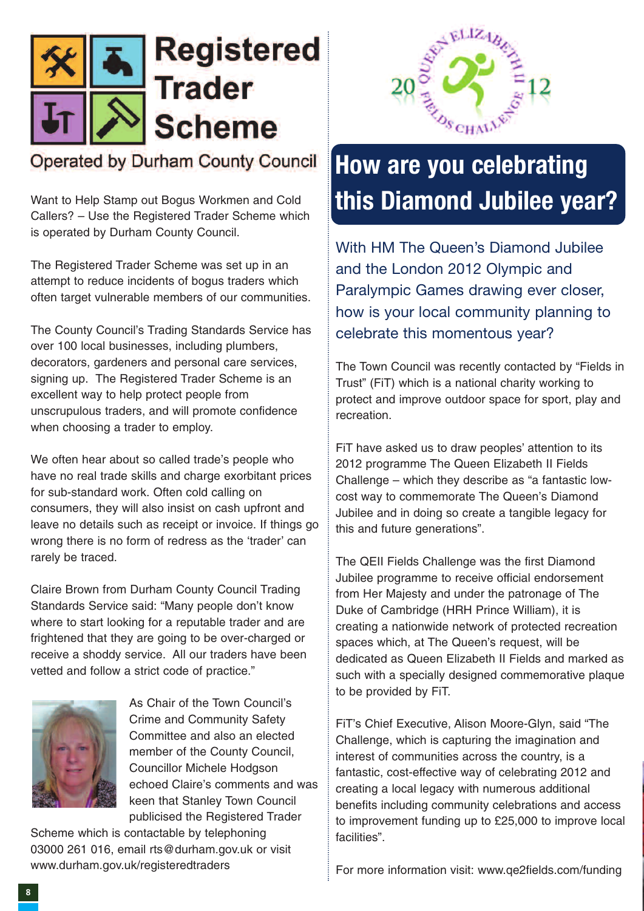# Registered Trader Scheme

Operated by Durham County Council

Want to Help Stamp out Bogus Workmen and Cold Callers? – Use the Registered Trader Scheme which is operated by Durham County Council.

The Registered Trader Scheme was set up in an attempt to reduce incidents of bogus traders which often target vulnerable members of our communities.

The County Council's Trading Standards Service has over 100 local businesses, including plumbers, decorators, gardeners and personal care services, signing up. The Registered Trader Scheme is an excellent way to help protect people from unscrupulous traders, and will promote confidence when choosing a trader to employ.

We often hear about so called trade's people who have no real trade skills and charge exorbitant prices for sub-standard work. Often cold calling on consumers, they will also insist on cash upfront and leave no details such as receipt or invoice. If things go wrong there is no form of redress as the 'trader' can rarely be traced.

Claire Brown from Durham County Council Trading Standards Service said: "Many people don't know where to start looking for a reputable trader and are frightened that they are going to be over-charged or receive a shoddy service. All our traders have been vetted and follow a strict code of practice."

As Chair of the Town Council's Crime and Community Safety Committee and also an elected member of the County Council, Councillor Michele Hodgson echoed Claire's comments and was keen that Stanley Town Council publicised the Registered Trader Scheme which is contactable by telephoning 03000 261 016, email rts@durham.gov.uk or visit www.durham.gov.uk/registeredtraders

# How are you celebrating this Diamond Jubilee year?

With HM The Queen's Diamond Jubilee and the London 2012 Olympic and Paralympic Games drawing ever closer, how is your local community planning to celebrate this momentous year?

The Town Council was recently contacted by "Fields in Trust" (FiT) which is a national charity working to protect and improve outdoor space for sport, play and recreation.

FiT have asked us to draw peoples' attention to its 2012 programme The Queen Elizabeth II Fields Challenge – which they describe as "a fantastic low-cost way to commemorate The Queen's Diamond Jubilee and in doing so create a tangible legacy for this and future generations".

The QEII Fields Challenge was the first Diamond Jubilee programme to receive official endorsement from Her Majesty and under the patronage of The Duke of Cambridge (HRH Prince William), it is creating a nationwide network of protected recreation spaces which, at The Queen's request, will be dedicated as Queen Elizabeth II Fields and marked as such with a specially designed commemorative plaque to be provided by FiT.

FiT's Chief Executive, Alison Moore-Glyn, said "The Challenge, which is capturing the imagination and interest of communities across the country, is a fantastic, cost-effective way of celebrating 2012 and creating a local legacy with numerous additional benefits including community celebrations and access to improvement funding up to £25,000 to improve local facilities".

For more information visit: www.qe2fields.com/funding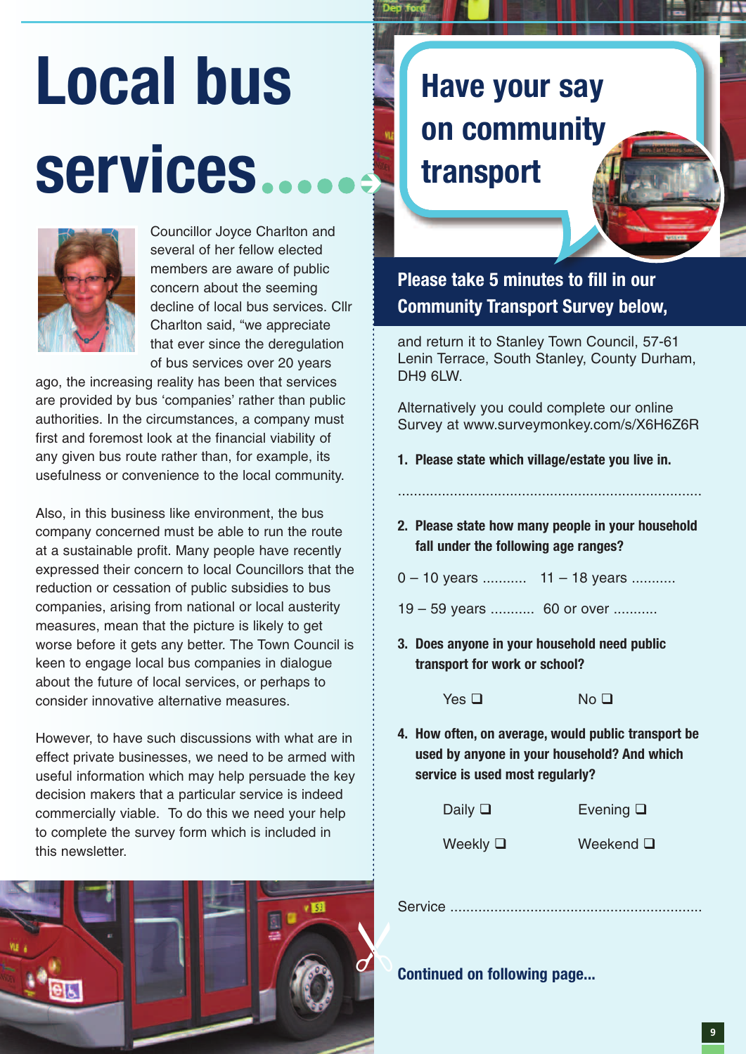# Local bus services

Councillor Joyce Charlton and several of her fellow elected members are aware of public concern about the seeming decline of local bus services. Cllr Charlton said, "we appreciate that ever since the deregulation of bus services over 20 years ago, the increasing reality has been that services are provided by bus 'companies' rather than public authorities. In the circumstances, a company must first and foremost look at the financial viability of any given bus route rather than, for example, its usefulness or convenience to the local community.

Also, in this business like environment, the bus company concerned must be able to run the route at a sustainable profit. Many people have recently expressed their concern to local Councillors that the reduction or cessation of public subsidies to bus companies, arising from national or local austerity measures, mean that the picture is likely to get worse before it gets any better. The Town Council is keen to engage local bus companies in dialogue about the future of local services, or perhaps to consider innovative alternative measures.

However, to have such discussions with what are in effect private businesses, we need to be armed with useful information which may help persuade the key decision makers that a particular service is indeed commercially viable. To do this we need your help to complete the survey form which is included in this newsletter.

## Have your say on community transport

**Please take 5 minutes to fill in our Community Transport Survey below,**

and return it to Stanley Town Council, 57-61 Lenin Terrace, South Stanley, County Durham, DH9 6LW.

Alternatively you could complete our online Survey at www.surveymonkey.com/s/X6H6Z6R

**1. Please state which village/estate you live in.**

..........................................................................

**2. Please state how many people in your household fall under the following age ranges?**

0 – 10 years ........... 11 – 18 years ...........

19 – 59 years ........... 60 or over ...........

**3. Does anyone in your household need public transport for work or school?**

Yes ❑ No ❑

**4. How often, on average, would public transport be used by anyone in your household? And which service is used most regularly?**

Daily ❑ Evening ❑

Weekly ❑ Weekend ❑

Service ..............................................................

**Continued on following page...**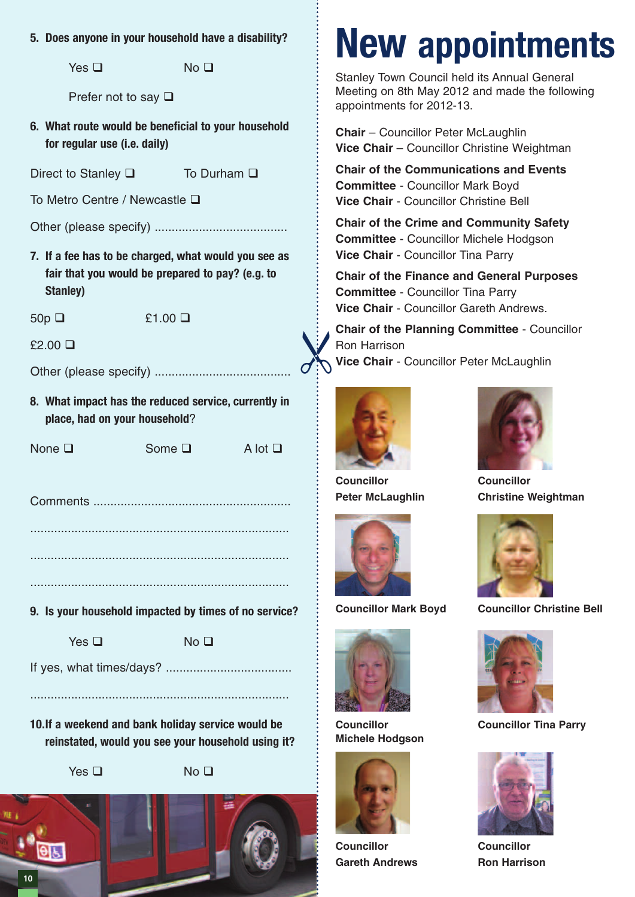5. **Does anyone in your household have a disability?**

Yes ❑ No ❑

Prefer not to say ❑

6. **What route would be beneficial to your household for regular use (i.e. daily)**

Direct to Stanley ❑ To Durham ❑

To Metro Centre / Newcastle ❑

Other (please specify) .......................................

7. **If a fee has to be charged, what would you see as fair that you would be prepared to pay? (e.g. to Stanley)**

50p ❑ £1.00 ❑

£2.00 ❑

Other (please specify) .......................................

8. **What impact has the reduced service, currently in place, had on your household**?

None ❑ Some ❑ A lot ❑

Comments .........................................................

..........................................................................

..........................................................................

..........................................................................

9. **Is your household impacted by times of no service?**

Yes ❑ No ❑

If yes, what times/days? ....................................

..........................................................................

10. **If a weekend and bank holiday service would be reinstated, would you see your household using it?**

Yes ❑ No ❑

# New appointments

Stanley Town Council held its Annual General Meeting on 8th May 2012 and made the following appointments for 2012-13.

**Chair** – Councillor Peter McLaughlin
**Vice Chair** – Councillor Christine Weightman

**Chair of the Communications and Events Committee** - Councillor Mark Boyd
**Vice Chair** - Councillor Christine Bell

**Chair of the Crime and Community Safety Committee** - Councillor Michele Hodgson
**Vice Chair** - Councillor Tina Parry

**Chair of the Finance and General Purposes Committee** - Councillor Tina Parry
**Vice Chair** - Councillor Gareth Andrews.

**Chair of the Planning Committee** - Councillor Ron Harrison
**Vice Chair** - Councillor Peter McLaughlin

**Councillor Peter McLaughlin**

**Councillor Christine Weightman**

**Councillor Mark Boyd**

**Councillor Christine Bell**

**Councillor Michele Hodgson**

**Councillor Tina Parry**

**Councillor Gareth Andrews**

**Councillor Ron Harrison**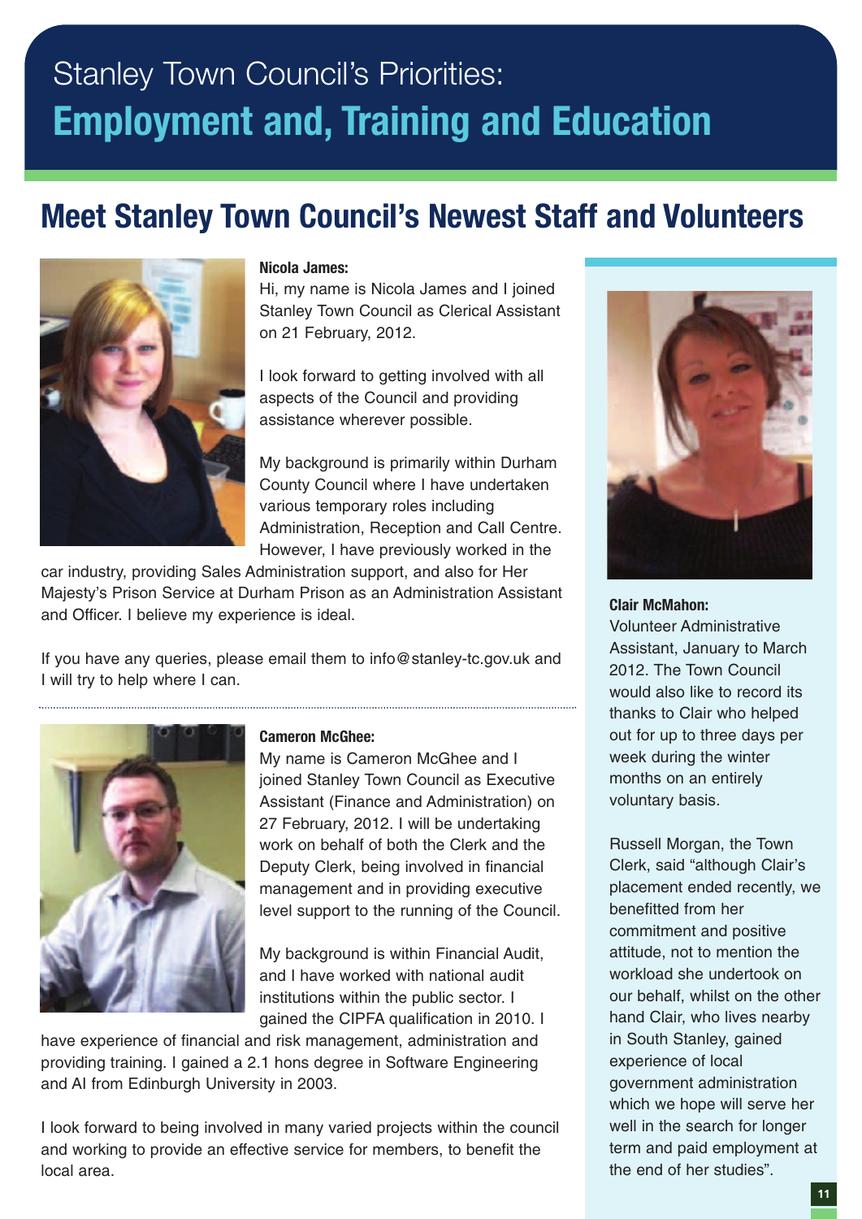# Stanley Town Council's Priorities: **Employment and, Training and Education**

## Meet Stanley Town Council's Newest Staff and Volunteers

**Nicola James:**

Hi, my name is Nicola James and I joined Stanley Town Council as Clerical Assistant on 21 February, 2012.

I look forward to getting involved with all aspects of the Council and providing assistance wherever possible.

My background is primarily within Durham County Council where I have undertaken various temporary roles including Administration, Reception and Call Centre. However, I have previously worked in the car industry, providing Sales Administration support, and also for Her Majesty's Prison Service at Durham Prison as an Administration Assistant and Officer. I believe my experience is ideal.

If you have any queries, please email them to info@stanley-tc.gov.uk and I will try to help where I can.

**Cameron McGhee:**

My name is Cameron McGhee and I joined Stanley Town Council as Executive Assistant (Finance and Administration) on 27 February, 2012. I will be undertaking work on behalf of both the Clerk and the Deputy Clerk, being involved in financial management and in providing executive level support to the running of the Council.

My background is within Financial Audit, and I have worked with national audit institutions within the public sector. I gained the CIPFA qualification in 2010. I have experience of financial and risk management, administration and providing training. I gained a 2.1 hons degree in Software Engineering and AI from Edinburgh University in 2003.

I look forward to being involved in many varied projects within the council and working to provide an effective service for members, to benefit the local area.

**Clair McMahon:**

Volunteer Administrative Assistant, January to March 2012. The Town Council would also like to record its thanks to Clair who helped out for up to three days per week during the winter months on an entirely voluntary basis.

Russell Morgan, the Town Clerk, said "although Clair's placement ended recently, we benefitted from her commitment and positive attitude, not to mention the workload she undertook on our behalf, whilst on the other hand Clair, who lives nearby in South Stanley, gained experience of local government administration which we hope will serve her well in the search for longer term and paid employment at the end of her studies".